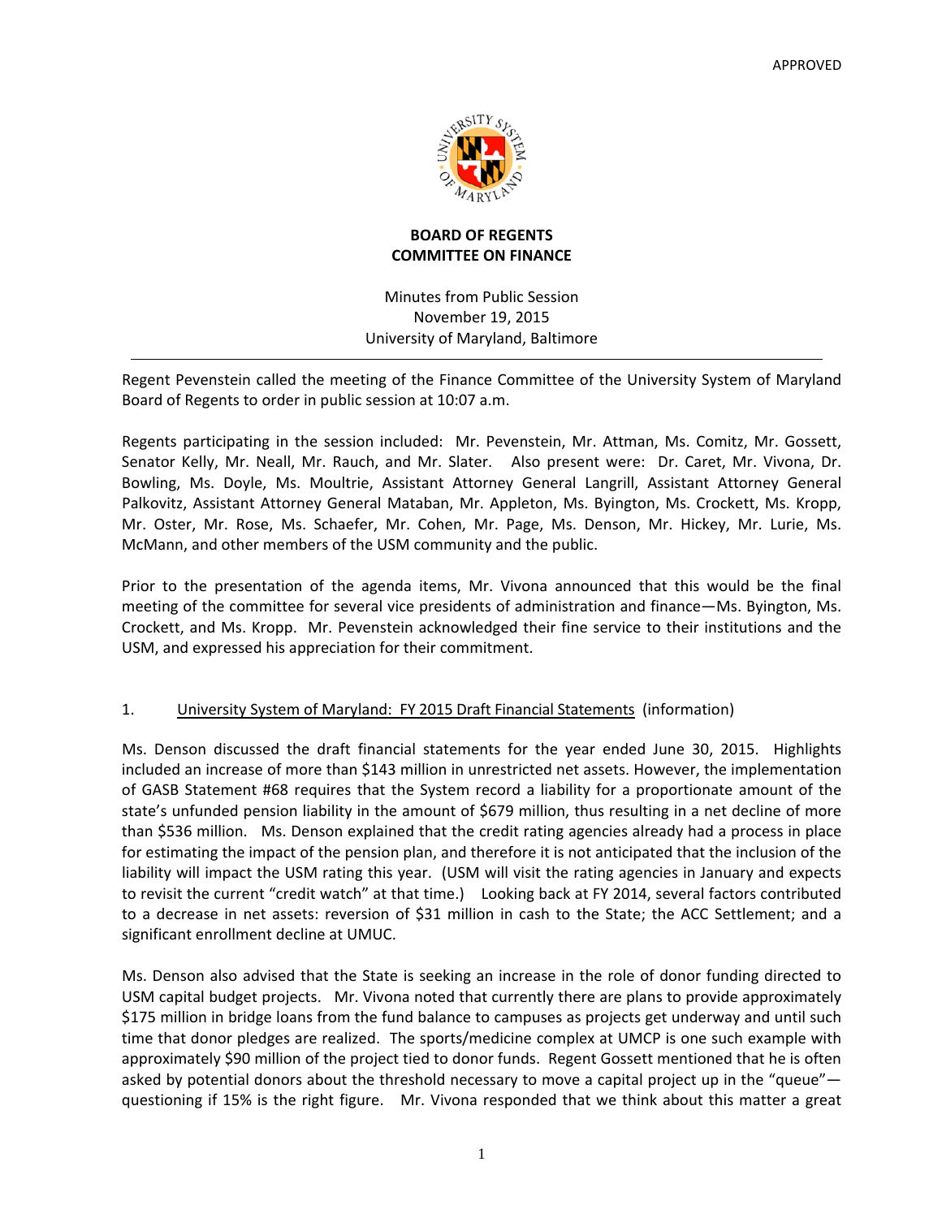APPROVED

**BOARD OF REGENTS**
**COMMITTEE ON FINANCE**

Minutes from Public Session
November 19, 2015
University of Maryland, Baltimore

---

Regent Pevenstein called the meeting of the Finance Committee of the University System of Maryland Board of Regents to order in public session at 10:07 a.m.

Regents participating in the session included: Mr. Pevenstein, Mr. Attman, Ms. Comitz, Mr. Gossett, Senator Kelly, Mr. Neall, Mr. Rauch, and Mr. Slater. Also present were: Dr. Caret, Mr. Vivona, Dr. Bowling, Ms. Doyle, Ms. Moultrie, Assistant Attorney General Langrill, Assistant Attorney General Palkovitz, Assistant Attorney General Mataban, Mr. Appleton, Ms. Byington, Ms. Crockett, Ms. Kropp, Mr. Oster, Mr. Rose, Ms. Schaefer, Mr. Cohen, Mr. Page, Ms. Denson, Mr. Hickey, Mr. Lurie, Ms. McMann, and other members of the USM community and the public.

Prior to the presentation of the agenda items, Mr. Vivona announced that this would be the final meeting of the committee for several vice presidents of administration and finance—Ms. Byington, Ms. Crockett, and Ms. Kropp. Mr. Pevenstein acknowledged their fine service to their institutions and the USM, and expressed his appreciation for their commitment.

1. University System of Maryland: FY 2015 Draft Financial Statements (information)

Ms. Denson discussed the draft financial statements for the year ended June 30, 2015. Highlights included an increase of more than $143 million in unrestricted net assets. However, the implementation of GASB Statement #68 requires that the System record a liability for a proportionate amount of the state's unfunded pension liability in the amount of $679 million, thus resulting in a net decline of more than $536 million. Ms. Denson explained that the credit rating agencies already had a process in place for estimating the impact of the pension plan, and therefore it is not anticipated that the inclusion of the liability will impact the USM rating this year. (USM will visit the rating agencies in January and expects to revisit the current "credit watch" at that time.) Looking back at FY 2014, several factors contributed to a decrease in net assets: reversion of $31 million in cash to the State; the ACC Settlement; and a significant enrollment decline at UMUC.

Ms. Denson also advised that the State is seeking an increase in the role of donor funding directed to USM capital budget projects. Mr. Vivona noted that currently there are plans to provide approximately $175 million in bridge loans from the fund balance to campuses as projects get underway and until such time that donor pledges are realized. The sports/medicine complex at UMCP is one such example with approximately $90 million of the project tied to donor funds. Regent Gossett mentioned that he is often asked by potential donors about the threshold necessary to move a capital project up in the "queue"—questioning if 15% is the right figure. Mr. Vivona responded that we think about this matter a great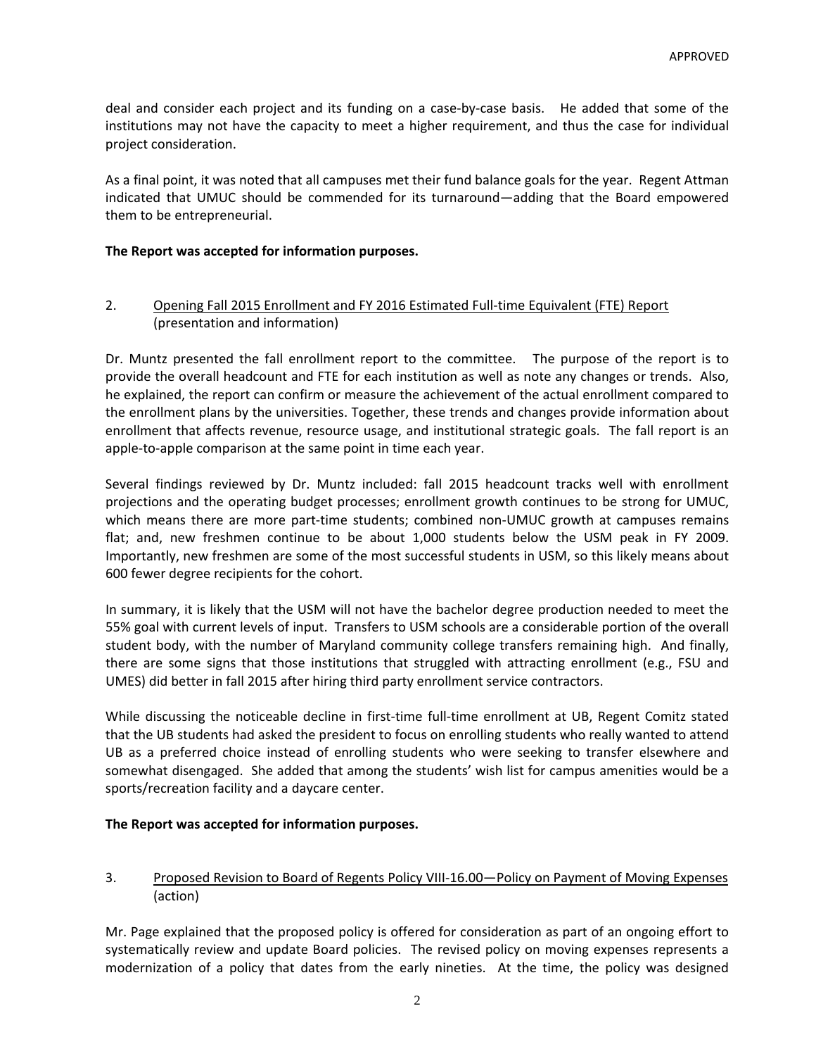deal and consider each project and its funding on a case-by-case basis. He added that some of the institutions may not have the capacity to meet a higher requirement, and thus the case for individual project consideration.

As a final point, it was noted that all campuses met their fund balance goals for the year. Regent Attman indicated that UMUC should be commended for its turnaround—adding that the Board empowered them to be entrepreneurial.

**The Report was accepted for information purposes.**

2. Opening Fall 2015 Enrollment and FY 2016 Estimated Full-time Equivalent (FTE) Report (presentation and information)

Dr. Muntz presented the fall enrollment report to the committee. The purpose of the report is to provide the overall headcount and FTE for each institution as well as note any changes or trends. Also, he explained, the report can confirm or measure the achievement of the actual enrollment compared to the enrollment plans by the universities. Together, these trends and changes provide information about enrollment that affects revenue, resource usage, and institutional strategic goals. The fall report is an apple-to-apple comparison at the same point in time each year.

Several findings reviewed by Dr. Muntz included: fall 2015 headcount tracks well with enrollment projections and the operating budget processes; enrollment growth continues to be strong for UMUC, which means there are more part-time students; combined non-UMUC growth at campuses remains flat; and, new freshmen continue to be about 1,000 students below the USM peak in FY 2009. Importantly, new freshmen are some of the most successful students in USM, so this likely means about 600 fewer degree recipients for the cohort.

In summary, it is likely that the USM will not have the bachelor degree production needed to meet the 55% goal with current levels of input. Transfers to USM schools are a considerable portion of the overall student body, with the number of Maryland community college transfers remaining high. And finally, there are some signs that those institutions that struggled with attracting enrollment (e.g., FSU and UMES) did better in fall 2015 after hiring third party enrollment service contractors.

While discussing the noticeable decline in first-time full-time enrollment at UB, Regent Comitz stated that the UB students had asked the president to focus on enrolling students who really wanted to attend UB as a preferred choice instead of enrolling students who were seeking to transfer elsewhere and somewhat disengaged. She added that among the students' wish list for campus amenities would be a sports/recreation facility and a daycare center.

**The Report was accepted for information purposes.**

3. Proposed Revision to Board of Regents Policy VIII-16.00—Policy on Payment of Moving Expenses (action)

Mr. Page explained that the proposed policy is offered for consideration as part of an ongoing effort to systematically review and update Board policies. The revised policy on moving expenses represents a modernization of a policy that dates from the early nineties. At the time, the policy was designed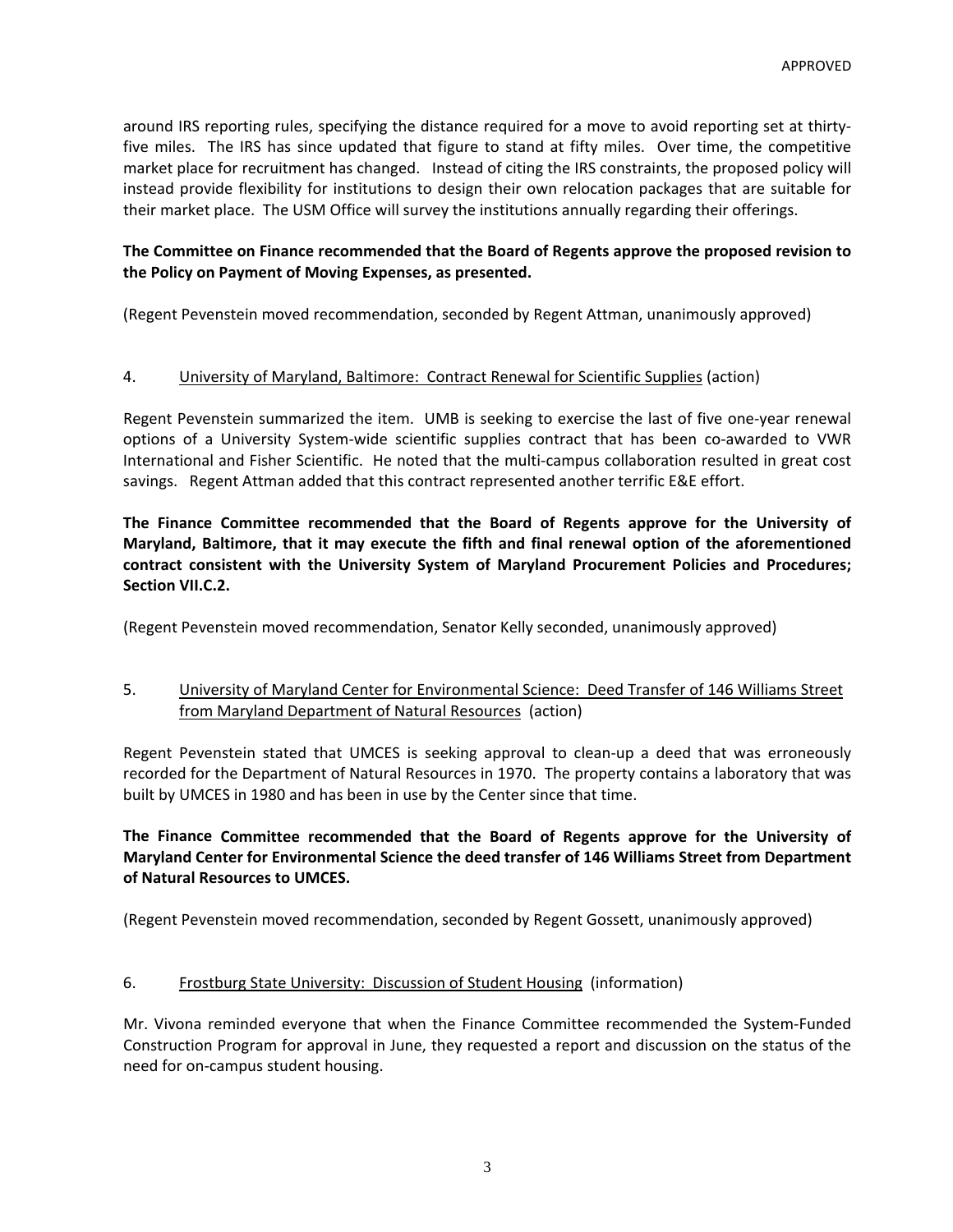around IRS reporting rules, specifying the distance required for a move to avoid reporting set at thirty-five miles. The IRS has since updated that figure to stand at fifty miles. Over time, the competitive market place for recruitment has changed. Instead of citing the IRS constraints, the proposed policy will instead provide flexibility for institutions to design their own relocation packages that are suitable for their market place. The USM Office will survey the institutions annually regarding their offerings.

**The Committee on Finance recommended that the Board of Regents approve the proposed revision to the Policy on Payment of Moving Expenses, as presented.**

(Regent Pevenstein moved recommendation, seconded by Regent Attman, unanimously approved)

4. University of Maryland, Baltimore: Contract Renewal for Scientific Supplies (action)

Regent Pevenstein summarized the item. UMB is seeking to exercise the last of five one-year renewal options of a University System-wide scientific supplies contract that has been co-awarded to VWR International and Fisher Scientific. He noted that the multi-campus collaboration resulted in great cost savings. Regent Attman added that this contract represented another terrific E&E effort.

**The Finance Committee recommended that the Board of Regents approve for the University of Maryland, Baltimore, that it may execute the fifth and final renewal option of the aforementioned contract consistent with the University System of Maryland Procurement Policies and Procedures; Section VII.C.2.**

(Regent Pevenstein moved recommendation, Senator Kelly seconded, unanimously approved)

5. University of Maryland Center for Environmental Science: Deed Transfer of 146 Williams Street from Maryland Department of Natural Resources (action)

Regent Pevenstein stated that UMCES is seeking approval to clean-up a deed that was erroneously recorded for the Department of Natural Resources in 1970. The property contains a laboratory that was built by UMCES in 1980 and has been in use by the Center since that time.

**The Finance Committee recommended that the Board of Regents approve for the University of Maryland Center for Environmental Science the deed transfer of 146 Williams Street from Department of Natural Resources to UMCES.**

(Regent Pevenstein moved recommendation, seconded by Regent Gossett, unanimously approved)

6. Frostburg State University: Discussion of Student Housing (information)

Mr. Vivona reminded everyone that when the Finance Committee recommended the System-Funded Construction Program for approval in June, they requested a report and discussion on the status of the need for on-campus student housing.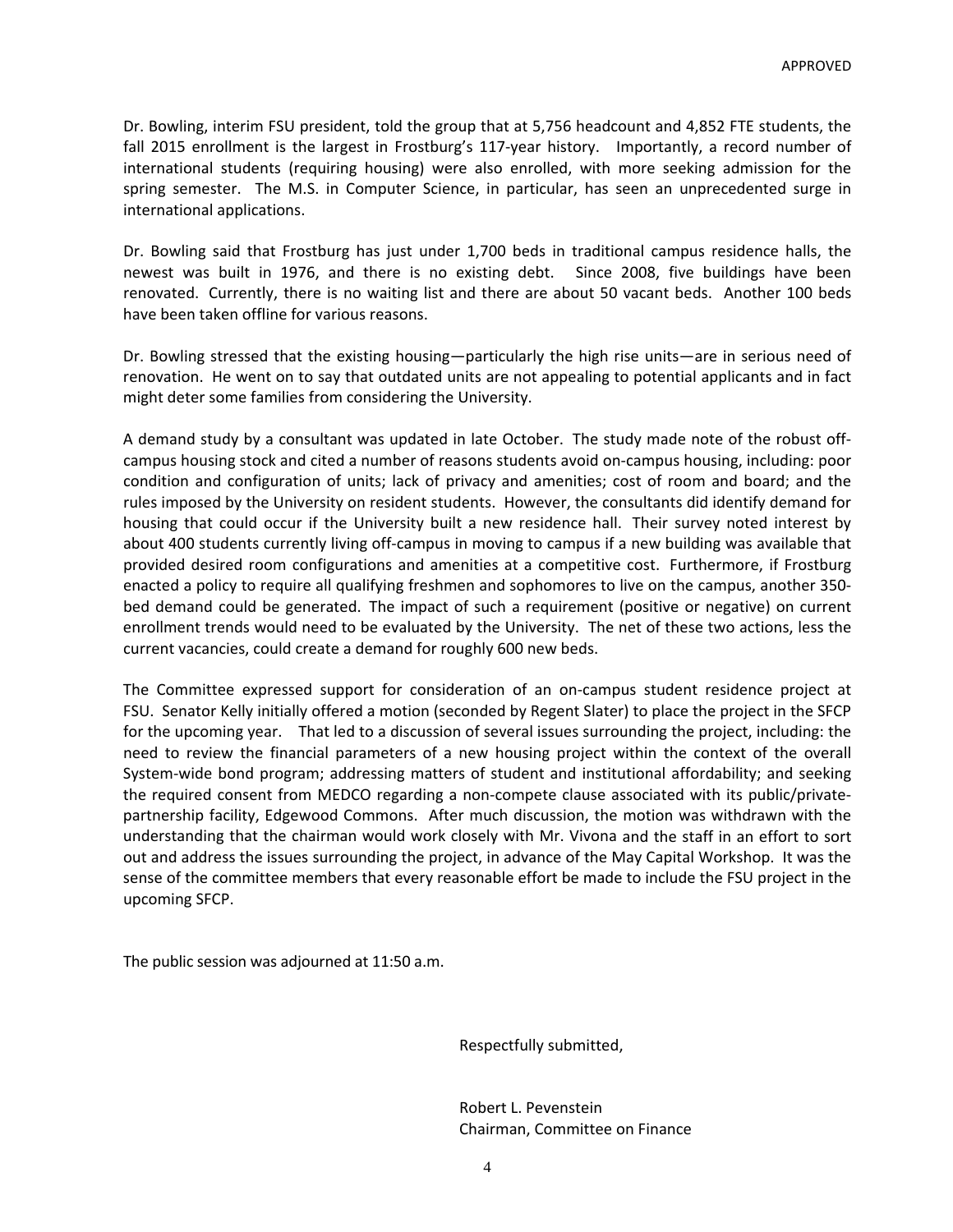APPROVED

Dr. Bowling, interim FSU president, told the group that at 5,756 headcount and 4,852 FTE students, the fall 2015 enrollment is the largest in Frostburg's 117-year history. Importantly, a record number of international students (requiring housing) were also enrolled, with more seeking admission for the spring semester. The M.S. in Computer Science, in particular, has seen an unprecedented surge in international applications.

Dr. Bowling said that Frostburg has just under 1,700 beds in traditional campus residence halls, the newest was built in 1976, and there is no existing debt. Since 2008, five buildings have been renovated. Currently, there is no waiting list and there are about 50 vacant beds. Another 100 beds have been taken offline for various reasons.

Dr. Bowling stressed that the existing housing—particularly the high rise units—are in serious need of renovation. He went on to say that outdated units are not appealing to potential applicants and in fact might deter some families from considering the University.

A demand study by a consultant was updated in late October. The study made note of the robust off-campus housing stock and cited a number of reasons students avoid on-campus housing, including: poor condition and configuration of units; lack of privacy and amenities; cost of room and board; and the rules imposed by the University on resident students. However, the consultants did identify demand for housing that could occur if the University built a new residence hall. Their survey noted interest by about 400 students currently living off-campus in moving to campus if a new building was available that provided desired room configurations and amenities at a competitive cost. Furthermore, if Frostburg enacted a policy to require all qualifying freshmen and sophomores to live on the campus, another 350-bed demand could be generated. The impact of such a requirement (positive or negative) on current enrollment trends would need to be evaluated by the University. The net of these two actions, less the current vacancies, could create a demand for roughly 600 new beds.

The Committee expressed support for consideration of an on-campus student residence project at FSU. Senator Kelly initially offered a motion (seconded by Regent Slater) to place the project in the SFCP for the upcoming year. That led to a discussion of several issues surrounding the project, including: the need to review the financial parameters of a new housing project within the context of the overall System-wide bond program; addressing matters of student and institutional affordability; and seeking the required consent from MEDCO regarding a non-compete clause associated with its public/private-partnership facility, Edgewood Commons. After much discussion, the motion was withdrawn with the understanding that the chairman would work closely with Mr. Vivona and the staff in an effort to sort out and address the issues surrounding the project, in advance of the May Capital Workshop. It was the sense of the committee members that every reasonable effort be made to include the FSU project in the upcoming SFCP.

The public session was adjourned at 11:50 a.m.

Respectfully submitted,

Robert L. Pevenstein
Chairman, Committee on Finance